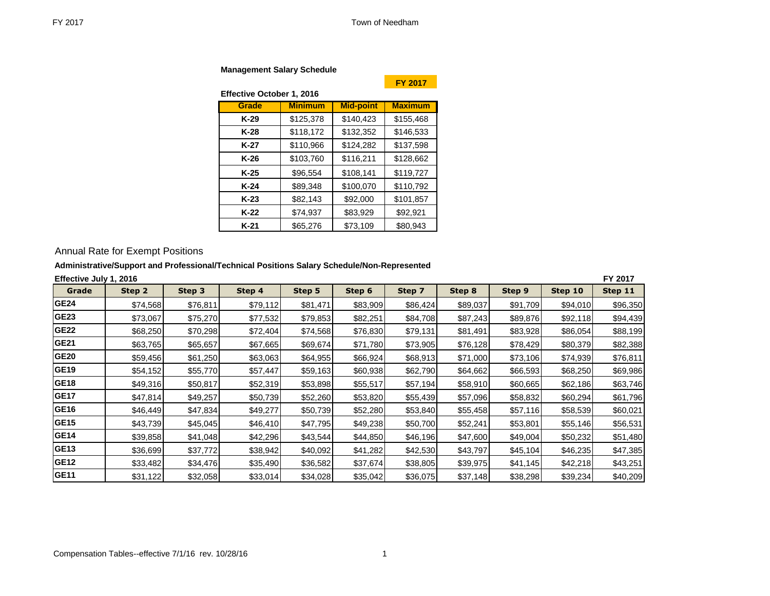## Management Salary Schedule

**FY 2017**

**Effective October 1, 2016**

| Grade | Minimum | Mid-point | Maximum |
|---|---|---|---|
| K-29 | $125,378 | $140,423 | $155,468 |
| K-28 | $118,172 | $132,352 | $146,533 |
| K-27 | $110,966 | $124,282 | $137,598 |
| K-26 | $103,760 | $116,211 | $128,662 |
| K-25 | $96,554 | $108,141 | $119,727 |
| K-24 | $89,348 | $100,070 | $110,792 |
| K-23 | $82,143 | $92,000 | $101,857 |
| K-22 | $74,937 | $83,929 | $92,921 |
| K-21 | $65,276 | $73,109 | $80,943 |

## Annual Rate for Exempt Positions

**Administrative/Support and Professional/Technical Positions Salary Schedule/Non-Represented**

**Effective July 1, 2016** **FY 2017**

| Grade | Step 2 | Step 3 | Step 4 | Step 5 | Step 6 | Step 7 | Step 8 | Step 9 | Step 10 | Step 11 |
|---|---|---|---|---|---|---|---|---|---|---|
| GE24 | $74,568 | $76,811 | $79,112 | $81,471 | $83,909 | $86,424 | $89,037 | $91,709 | $94,010 | $96,350 |
| GE23 | $73,067 | $75,270 | $77,532 | $79,853 | $82,251 | $84,708 | $87,243 | $89,876 | $92,118 | $94,439 |
| GE22 | $68,250 | $70,298 | $72,404 | $74,568 | $76,830 | $79,131 | $81,491 | $83,928 | $86,054 | $88,199 |
| GE21 | $63,765 | $65,657 | $67,665 | $69,674 | $71,780 | $73,905 | $76,128 | $78,429 | $80,379 | $82,388 |
| GE20 | $59,456 | $61,250 | $63,063 | $64,955 | $66,924 | $68,913 | $71,000 | $73,106 | $74,939 | $76,811 |
| GE19 | $54,152 | $55,770 | $57,447 | $59,163 | $60,938 | $62,790 | $64,662 | $66,593 | $68,250 | $69,986 |
| GE18 | $49,316 | $50,817 | $52,319 | $53,898 | $55,517 | $57,194 | $58,910 | $60,665 | $62,186 | $63,746 |
| GE17 | $47,814 | $49,257 | $50,739 | $52,260 | $53,820 | $55,439 | $57,096 | $58,832 | $60,294 | $61,796 |
| GE16 | $46,449 | $47,834 | $49,277 | $50,739 | $52,280 | $53,840 | $55,458 | $57,116 | $58,539 | $60,021 |
| GE15 | $43,739 | $45,045 | $46,410 | $47,795 | $49,238 | $50,700 | $52,241 | $53,801 | $55,146 | $56,531 |
| GE14 | $39,858 | $41,048 | $42,296 | $43,544 | $44,850 | $46,196 | $47,600 | $49,004 | $50,232 | $51,480 |
| GE13 | $36,699 | $37,772 | $38,942 | $40,092 | $41,282 | $42,530 | $43,797 | $45,104 | $46,235 | $47,385 |
| GE12 | $33,482 | $34,476 | $35,490 | $36,582 | $37,674 | $38,805 | $39,975 | $41,145 | $42,218 | $43,251 |
| GE11 | $31,122 | $32,058 | $33,014 | $34,028 | $35,042 | $36,075 | $37,148 | $38,298 | $39,234 | $40,209 |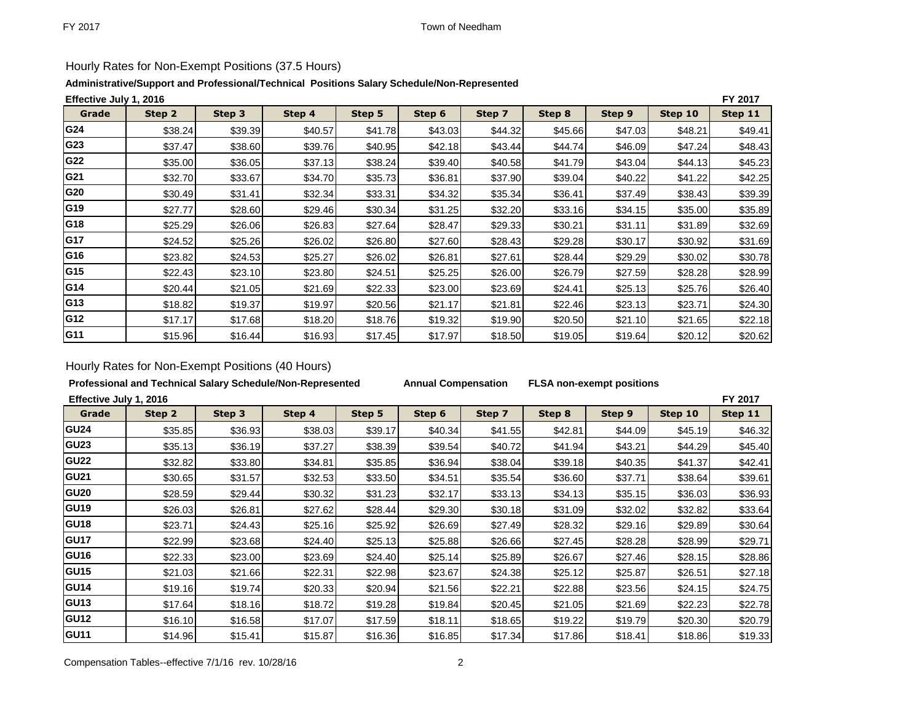## Hourly Rates for Non-Exempt Positions (37.5 Hours)

**Administrative/Support and Professional/Technical Positions Salary Schedule/Non-Represented**

**Effective July 1, 2016** **FY 2017**

| Grade | Step 2 | Step 3 | Step 4 | Step 5 | Step 6 | Step 7 | Step 8 | Step 9 | Step 10 | Step 11 |
|---|---|---|---|---|---|---|---|---|---|---|
| G24 | $38.24 | $39.39 | $40.57 | $41.78 | $43.03 | $44.32 | $45.66 | $47.03 | $48.21 | $49.41 |
| G23 | $37.47 | $38.60 | $39.76 | $40.95 | $42.18 | $43.44 | $44.74 | $46.09 | $47.24 | $48.43 |
| G22 | $35.00 | $36.05 | $37.13 | $38.24 | $39.40 | $40.58 | $41.79 | $43.04 | $44.13 | $45.23 |
| G21 | $32.70 | $33.67 | $34.70 | $35.73 | $36.81 | $37.90 | $39.04 | $40.22 | $41.22 | $42.25 |
| G20 | $30.49 | $31.41 | $32.34 | $33.31 | $34.32 | $35.34 | $36.41 | $37.49 | $38.43 | $39.39 |
| G19 | $27.77 | $28.60 | $29.46 | $30.34 | $31.25 | $32.20 | $33.16 | $34.15 | $35.00 | $35.89 |
| G18 | $25.29 | $26.06 | $26.83 | $27.64 | $28.47 | $29.33 | $30.21 | $31.11 | $31.89 | $32.69 |
| G17 | $24.52 | $25.26 | $26.02 | $26.80 | $27.60 | $28.43 | $29.28 | $30.17 | $30.92 | $31.69 |
| G16 | $23.82 | $24.53 | $25.27 | $26.02 | $26.81 | $27.61 | $28.44 | $29.29 | $30.02 | $30.78 |
| G15 | $22.43 | $23.10 | $23.80 | $24.51 | $25.25 | $26.00 | $26.79 | $27.59 | $28.28 | $28.99 |
| G14 | $20.44 | $21.05 | $21.69 | $22.33 | $23.00 | $23.69 | $24.41 | $25.13 | $25.76 | $26.40 |
| G13 | $18.82 | $19.37 | $19.97 | $20.56 | $21.17 | $21.81 | $22.46 | $23.13 | $23.71 | $24.30 |
| G12 | $17.17 | $17.68 | $18.20 | $18.76 | $19.32 | $19.90 | $20.50 | $21.10 | $21.65 | $22.18 |
| G11 | $15.96 | $16.44 | $16.93 | $17.45 | $17.97 | $18.50 | $19.05 | $19.64 | $20.12 | $20.62 |

## Hourly Rates for Non-Exempt Positions (40 Hours)

**Professional and Technical Salary Schedule/Non-Represented** **Annual Compensation** **FLSA non-exempt positions**

**Effective July 1, 2016** **FY 2017**

| Grade | Step 2 | Step 3 | Step 4 | Step 5 | Step 6 | Step 7 | Step 8 | Step 9 | Step 10 | Step 11 |
|---|---|---|---|---|---|---|---|---|---|---|
| GU24 | $35.85 | $36.93 | $38.03 | $39.17 | $40.34 | $41.55 | $42.81 | $44.09 | $45.19 | $46.32 |
| GU23 | $35.13 | $36.19 | $37.27 | $38.39 | $39.54 | $40.72 | $41.94 | $43.21 | $44.29 | $45.40 |
| GU22 | $32.82 | $33.80 | $34.81 | $35.85 | $36.94 | $38.04 | $39.18 | $40.35 | $41.37 | $42.41 |
| GU21 | $30.65 | $31.57 | $32.53 | $33.50 | $34.51 | $35.54 | $36.60 | $37.71 | $38.64 | $39.61 |
| GU20 | $28.59 | $29.44 | $30.32 | $31.23 | $32.17 | $33.13 | $34.13 | $35.15 | $36.03 | $36.93 |
| GU19 | $26.03 | $26.81 | $27.62 | $28.44 | $29.30 | $30.18 | $31.09 | $32.02 | $32.82 | $33.64 |
| GU18 | $23.71 | $24.43 | $25.16 | $25.92 | $26.69 | $27.49 | $28.32 | $29.16 | $29.89 | $30.64 |
| GU17 | $22.99 | $23.68 | $24.40 | $25.13 | $25.88 | $26.66 | $27.45 | $28.28 | $28.99 | $29.71 |
| GU16 | $22.33 | $23.00 | $23.69 | $24.40 | $25.14 | $25.89 | $26.67 | $27.46 | $28.15 | $28.86 |
| GU15 | $21.03 | $21.66 | $22.31 | $22.98 | $23.67 | $24.38 | $25.12 | $25.87 | $26.51 | $27.18 |
| GU14 | $19.16 | $19.74 | $20.33 | $20.94 | $21.56 | $22.21 | $22.88 | $23.56 | $24.15 | $24.75 |
| GU13 | $17.64 | $18.16 | $18.72 | $19.28 | $19.84 | $20.45 | $21.05 | $21.69 | $22.23 | $22.78 |
| GU12 | $16.10 | $16.58 | $17.07 | $17.59 | $18.11 | $18.65 | $19.22 | $19.79 | $20.30 | $20.79 |
| GU11 | $14.96 | $15.41 | $15.87 | $16.36 | $16.85 | $17.34 | $17.86 | $18.41 | $18.86 | $19.33 |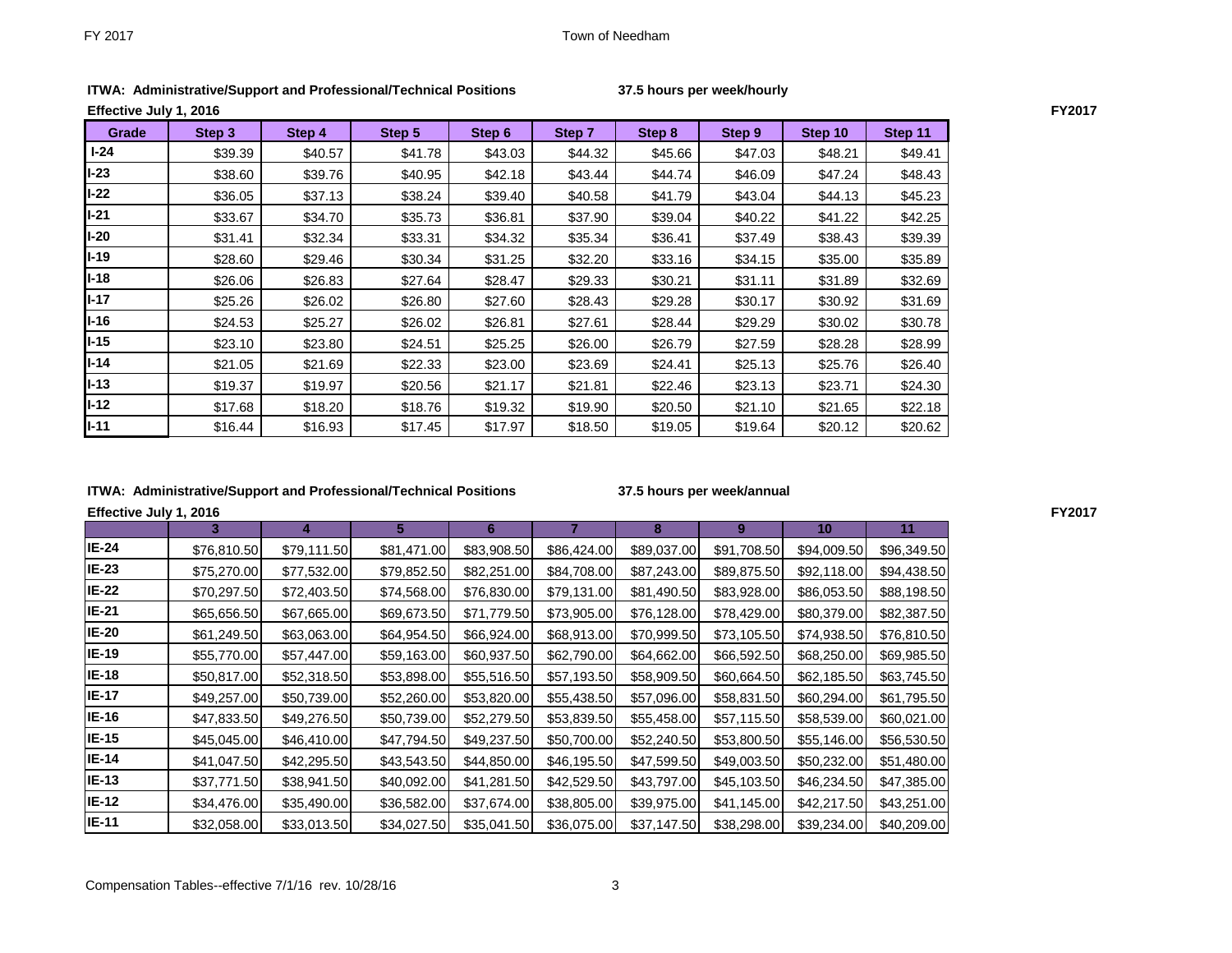**ITWA: Administrative/Support and Professional/Technical Positions** **37.5 hours per week/hourly**

**Effective July 1, 2016** **FY2017**

| Grade | Step 3 | Step 4 | Step 5 | Step 6 | Step 7 | Step 8 | Step 9 | Step 10 | Step 11 |
|---|---|---|---|---|---|---|---|---|---|
| I-24 | $39.39 | $40.57 | $41.78 | $43.03 | $44.32 | $45.66 | $47.03 | $48.21 | $49.41 |
| I-23 | $38.60 | $39.76 | $40.95 | $42.18 | $43.44 | $44.74 | $46.09 | $47.24 | $48.43 |
| I-22 | $36.05 | $37.13 | $38.24 | $39.40 | $40.58 | $41.79 | $43.04 | $44.13 | $45.23 |
| I-21 | $33.67 | $34.70 | $35.73 | $36.81 | $37.90 | $39.04 | $40.22 | $41.22 | $42.25 |
| I-20 | $31.41 | $32.34 | $33.31 | $34.32 | $35.34 | $36.41 | $37.49 | $38.43 | $39.39 |
| I-19 | $28.60 | $29.46 | $30.34 | $31.25 | $32.20 | $33.16 | $34.15 | $35.00 | $35.89 |
| I-18 | $26.06 | $26.83 | $27.64 | $28.47 | $29.33 | $30.21 | $31.11 | $31.89 | $32.69 |
| I-17 | $25.26 | $26.02 | $26.80 | $27.60 | $28.43 | $29.28 | $30.17 | $30.92 | $31.69 |
| I-16 | $24.53 | $25.27 | $26.02 | $26.81 | $27.61 | $28.44 | $29.29 | $30.02 | $30.78 |
| I-15 | $23.10 | $23.80 | $24.51 | $25.25 | $26.00 | $26.79 | $27.59 | $28.28 | $28.99 |
| I-14 | $21.05 | $21.69 | $22.33 | $23.00 | $23.69 | $24.41 | $25.13 | $25.76 | $26.40 |
| I-13 | $19.37 | $19.97 | $20.56 | $21.17 | $21.81 | $22.46 | $23.13 | $23.71 | $24.30 |
| I-12 | $17.68 | $18.20 | $18.76 | $19.32 | $19.90 | $20.50 | $21.10 | $21.65 | $22.18 |
| I-11 | $16.44 | $16.93 | $17.45 | $17.97 | $18.50 | $19.05 | $19.64 | $20.12 | $20.62 |

**ITWA: Administrative/Support and Professional/Technical Positions** **37.5 hours per week/annual**

**Effective July 1, 2016** **FY2017**

| | 3 | 4 | 5 | 6 | 7 | 8 | 9 | 10 | 11 |
|---|---|---|---|---|---|---|---|---|---|
| IE-24 | $76,810.50 | $79,111.50 | $81,471.00 | $83,908.50 | $86,424.00 | $89,037.00 | $91,708.50 | $94,009.50 | $96,349.50 |
| IE-23 | $75,270.00 | $77,532.00 | $79,852.50 | $82,251.00 | $84,708.00 | $87,243.00 | $89,875.50 | $92,118.00 | $94,438.50 |
| IE-22 | $70,297.50 | $72,403.50 | $74,568.00 | $76,830.00 | $79,131.00 | $81,490.50 | $83,928.00 | $86,053.50 | $88,198.50 |
| IE-21 | $65,656.50 | $67,665.00 | $69,673.50 | $71,779.50 | $73,905.00 | $76,128.00 | $78,429.00 | $80,379.00 | $82,387.50 |
| IE-20 | $61,249.50 | $63,063.00 | $64,954.50 | $66,924.00 | $68,913.00 | $70,999.50 | $73,105.50 | $74,938.50 | $76,810.50 |
| IE-19 | $55,770.00 | $57,447.00 | $59,163.00 | $60,937.50 | $62,790.00 | $64,662.00 | $66,592.50 | $68,250.00 | $69,985.50 |
| IE-18 | $50,817.00 | $52,318.50 | $53,898.00 | $55,516.50 | $57,193.50 | $58,909.50 | $60,664.50 | $62,185.50 | $63,745.50 |
| IE-17 | $49,257.00 | $50,739.00 | $52,260.00 | $53,820.00 | $55,438.50 | $57,096.00 | $58,831.50 | $60,294.00 | $61,795.50 |
| IE-16 | $47,833.50 | $49,276.50 | $50,739.00 | $52,279.50 | $53,839.50 | $55,458.00 | $57,115.50 | $58,539.00 | $60,021.00 |
| IE-15 | $45,045.00 | $46,410.00 | $47,794.50 | $49,237.50 | $50,700.00 | $52,240.50 | $53,800.50 | $55,146.00 | $56,530.50 |
| IE-14 | $41,047.50 | $42,295.50 | $43,543.50 | $44,850.00 | $46,195.50 | $47,599.50 | $49,003.50 | $50,232.00 | $51,480.00 |
| IE-13 | $37,771.50 | $38,941.50 | $40,092.00 | $41,281.50 | $42,529.50 | $43,797.00 | $45,103.50 | $46,234.50 | $47,385.00 |
| IE-12 | $34,476.00 | $35,490.00 | $36,582.00 | $37,674.00 | $38,805.00 | $39,975.00 | $41,145.00 | $42,217.50 | $43,251.00 |
| IE-11 | $32,058.00 | $33,013.50 | $34,027.50 | $35,041.50 | $36,075.00 | $37,147.50 | $38,298.00 | $39,234.00 | $40,209.00 |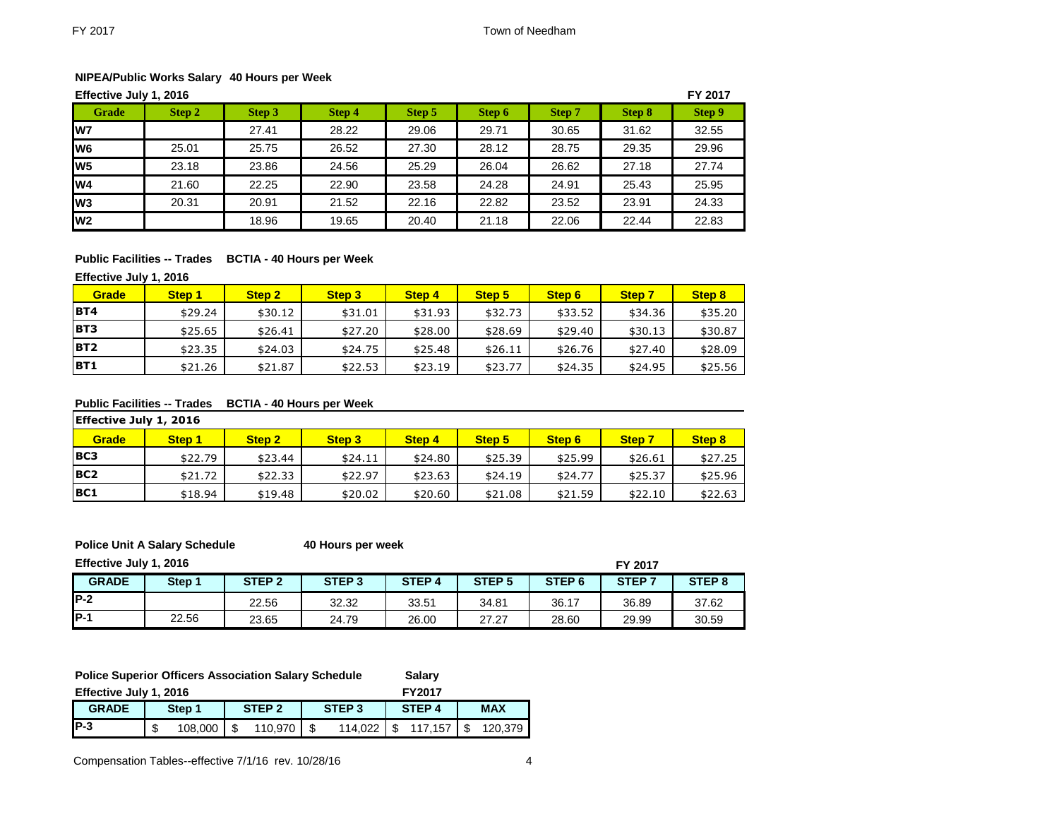## NIPEA/Public Works Salary 40 Hours per Week

Effective July 1, 2016 — FY 2017

| Grade | Step 2 | Step 3 | Step 4 | Step 5 | Step 6 | Step 7 | Step 8 | Step 9 |
|---|---|---|---|---|---|---|---|---|
| W7 | | 27.41 | 28.22 | 29.06 | 29.71 | 30.65 | 31.62 | 32.55 |
| W6 | 25.01 | 25.75 | 26.52 | 27.30 | 28.12 | 28.75 | 29.35 | 29.96 |
| W5 | 23.18 | 23.86 | 24.56 | 25.29 | 26.04 | 26.62 | 27.18 | 27.74 |
| W4 | 21.60 | 22.25 | 22.90 | 23.58 | 24.28 | 24.91 | 25.43 | 25.95 |
| W3 | 20.31 | 20.91 | 21.52 | 22.16 | 22.82 | 23.52 | 23.91 | 24.33 |
| W2 | | 18.96 | 19.65 | 20.40 | 21.18 | 22.06 | 22.44 | 22.83 |

## Public Facilities -- Trades BCTIA - 40 Hours per Week

Effective July 1, 2016

| Grade | Step 1 | Step 2 | Step 3 | Step 4 | Step 5 | Step 6 | Step 7 | Step 8 |
|---|---|---|---|---|---|---|---|---|
| BT4 | $29.24 | $30.12 | $31.01 | $31.93 | $32.73 | $33.52 | $34.36 | $35.20 |
| BT3 | $25.65 | $26.41 | $27.20 | $28.00 | $28.69 | $29.40 | $30.13 | $30.87 |
| BT2 | $23.35 | $24.03 | $24.75 | $25.48 | $26.11 | $26.76 | $27.40 | $28.09 |
| BT1 | $21.26 | $21.87 | $22.53 | $23.19 | $23.77 | $24.35 | $24.95 | $25.56 |

## Public Facilities -- Trades BCTIA - 40 Hours per Week

Effective July 1, 2016

| Grade | Step 1 | Step 2 | Step 3 | Step 4 | Step 5 | Step 6 | Step 7 | Step 8 |
|---|---|---|---|---|---|---|---|---|
| BC3 | $22.79 | $23.44 | $24.11 | $24.80 | $25.39 | $25.99 | $26.61 | $27.25 |
| BC2 | $21.72 | $22.33 | $22.97 | $23.63 | $24.19 | $24.77 | $25.37 | $25.96 |
| BC1 | $18.94 | $19.48 | $20.02 | $20.60 | $21.08 | $21.59 | $22.10 | $22.63 |

## Police Unit A Salary Schedule 40 Hours per week

Effective July 1, 2016 — FY 2017

| GRADE | Step 1 | STEP 2 | STEP 3 | STEP 4 | STEP 5 | STEP 6 | STEP 7 | STEP 8 |
|---|---|---|---|---|---|---|---|---|
| P-2 | | 22.56 | 32.32 | 33.51 | 34.81 | 36.17 | 36.89 | 37.62 |
| P-1 | 22.56 | 23.65 | 24.79 | 26.00 | 27.27 | 28.60 | 29.99 | 30.59 |

## Police Superior Officers Association Salary Schedule — Salary

Effective July 1, 2016 — FY2017

| GRADE | Step 1 | STEP 2 | STEP 3 | STEP 4 | MAX |
|---|---|---|---|---|---|
| P-3 | $ 108,000 | $ 110,970 | $ 114,022 | $ 117,157 | $ 120,379 |

Compensation Tables--effective 7/1/16 rev. 10/28/16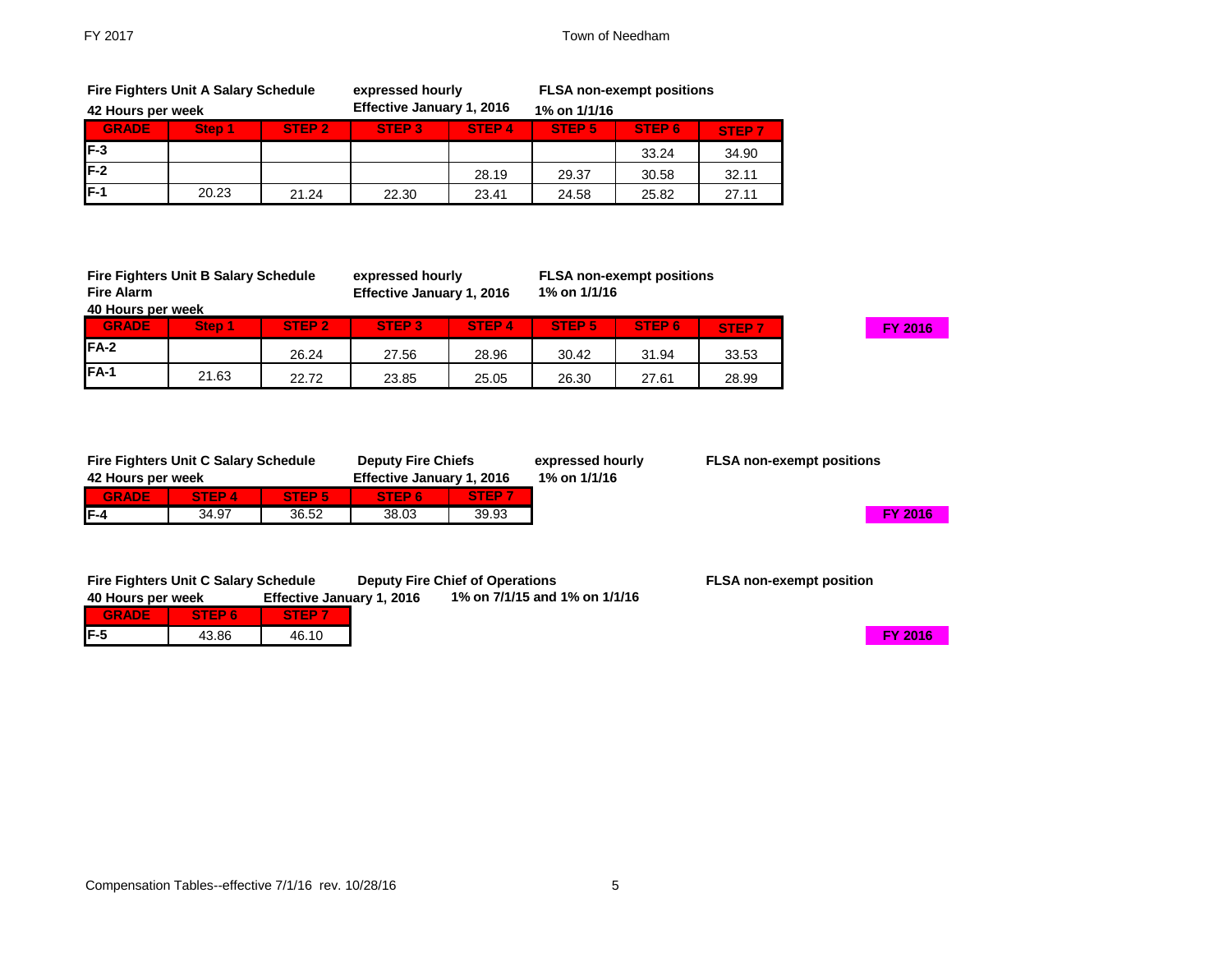**Fire Fighters Unit A Salary Schedule** **expressed hourly** **FLSA non-exempt positions**

**42 Hours per week** **Effective January 1, 2016** **1% on 1/1/16**

| GRADE | Step 1 | STEP 2 | STEP 3 | STEP 4 | STEP 5 | STEP 6 | STEP 7 |
|---|---|---|---|---|---|---|---|
| F-3 | | | | | | 33.24 | 34.90 |
| F-2 | | | | 28.19 | 29.37 | 30.58 | 32.11 |
| F-1 | 20.23 | 21.24 | 22.30 | 23.41 | 24.58 | 25.82 | 27.11 |

**Fire Fighters Unit B Salary Schedule** **expressed hourly** **FLSA non-exempt positions**

**Fire Alarm** **Effective January 1, 2016** **1% on 1/1/16**

**40 Hours per week**

| GRADE | Step 1 | STEP 2 | STEP 3 | STEP 4 | STEP 5 | STEP 6 | STEP 7 |
|---|---|---|---|---|---|---|---|
| FA-2 | | 26.24 | 27.56 | 28.96 | 30.42 | 31.94 | 33.53 |
| FA-1 | 21.63 | 22.72 | 23.85 | 25.05 | 26.30 | 27.61 | 28.99 |

**FY 2016**

**Fire Fighters Unit C Salary Schedule** **Deputy Fire Chiefs** **expressed hourly** **FLSA non-exempt positions**

**42 Hours per week** **Effective January 1, 2016** **1% on 1/1/16**

| GRADE | STEP 4 | STEP 5 | STEP 6 | STEP 7 |
|---|---|---|---|---|
| F-4 | 34.97 | 36.52 | 38.03 | 39.93 |

**FY 2016**

**Fire Fighters Unit C Salary Schedule** **Deputy Fire Chief of Operations** **FLSA non-exempt position**

**40 Hours per week** **Effective January 1, 2016** **1% on 7/1/15 and 1% on 1/1/16**

| GRADE | STEP 6 | STEP 7 |
|---|---|---|
| F-5 | 43.86 | 46.10 |

**FY 2016**